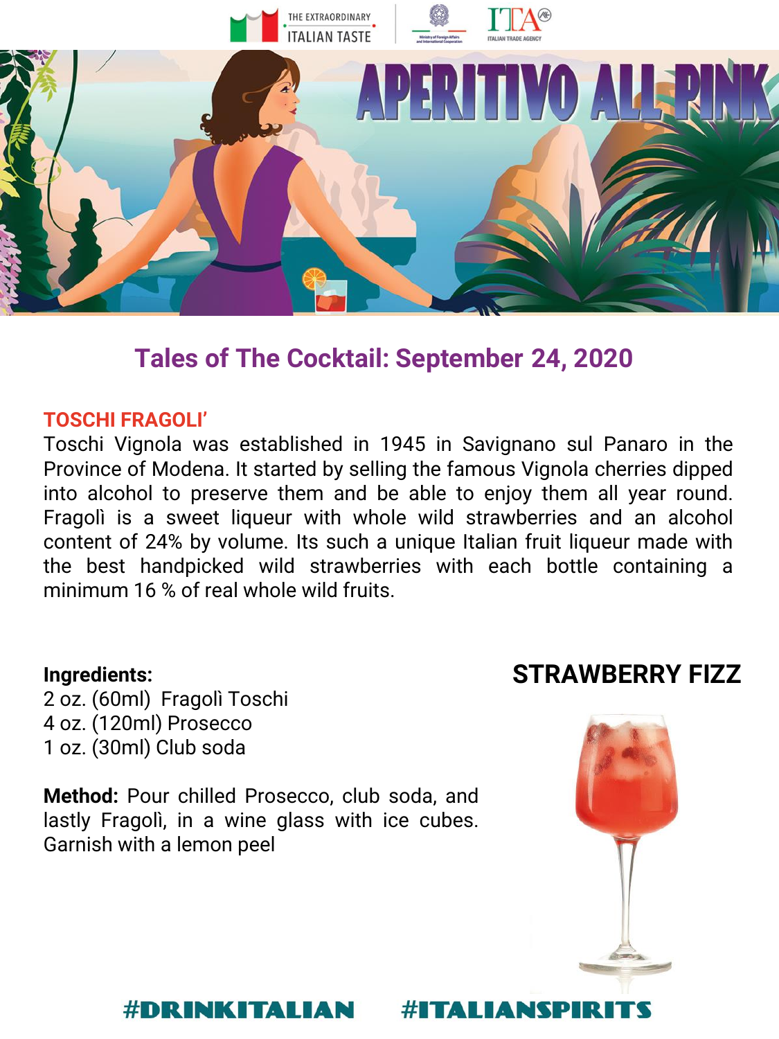THE EXTRAORDINARY ITALIAN TASTE

# APERITIVO ALL PINK

## Tales of The Cocktail: September 24, 2020

### TOSCHI FRAGOLI'

Toschi Vignola was established in 1945 in Savignano sul Panaro in the Province of Modena. It started by selling the famous Vignola cherries dipped into alcohol to preserve them and be able to enjoy them all year round. Fragolì is a sweet liqueur with whole wild strawberries and an alcohol content of 24% by volume. Its such a unique Italian fruit liqueur made with the best handpicked wild strawberries with each bottle containing a minimum 16 % of real whole wild fruits.

### STRAWBERRY FIZZ

**Ingredients:**

2 oz. (60ml) Fragolì Toschi
4 oz. (120ml) Prosecco
1 oz. (30ml) Club soda

**Method:** Pour chilled Prosecco, club soda, and lastly Fragolì, in a wine glass with ice cubes. Garnish with a lemon peel

#DRINKITALIAN #ITALIANSPIRITS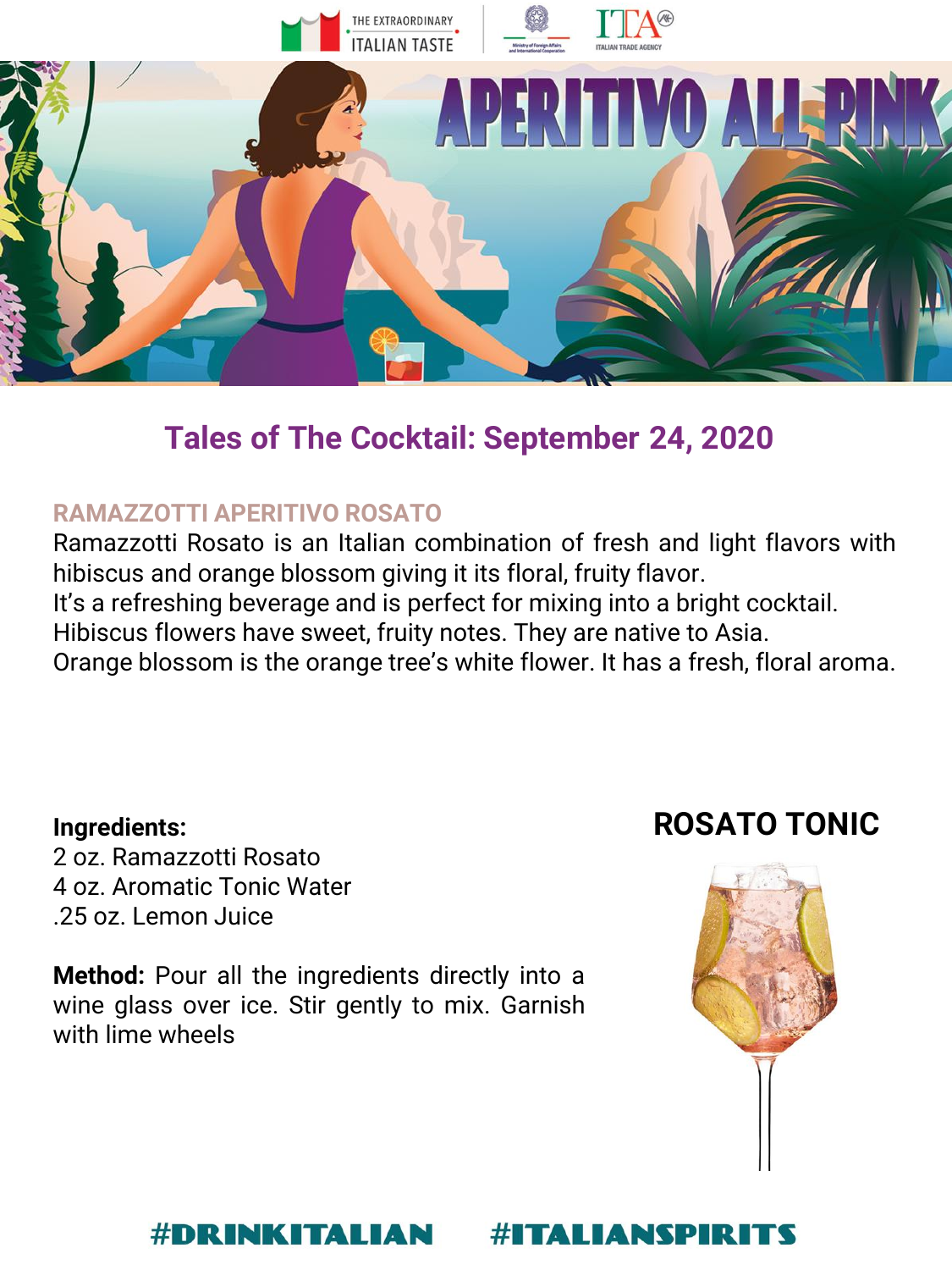APERITIVO ALL PINK

## Tales of The Cocktail: September 24, 2020

### RAMAZZOTTI APERITIVO ROSATO

Ramazzotti Rosato is an Italian combination of fresh and light flavors with hibiscus and orange blossom giving it its floral, fruity flavor.
It's a refreshing beverage and is perfect for mixing into a bright cocktail.
Hibiscus flowers have sweet, fruity notes. They are native to Asia.
Orange blossom is the orange tree's white flower. It has a fresh, floral aroma.

## ROSATO TONIC

**Ingredients:**
2 oz. Ramazzotti Rosato
4 oz. Aromatic Tonic Water
.25 oz. Lemon Juice

**Method:** Pour all the ingredients directly into a wine glass over ice. Stir gently to mix. Garnish with lime wheels

#DRINKITALIAN #ITALIANSPIRITS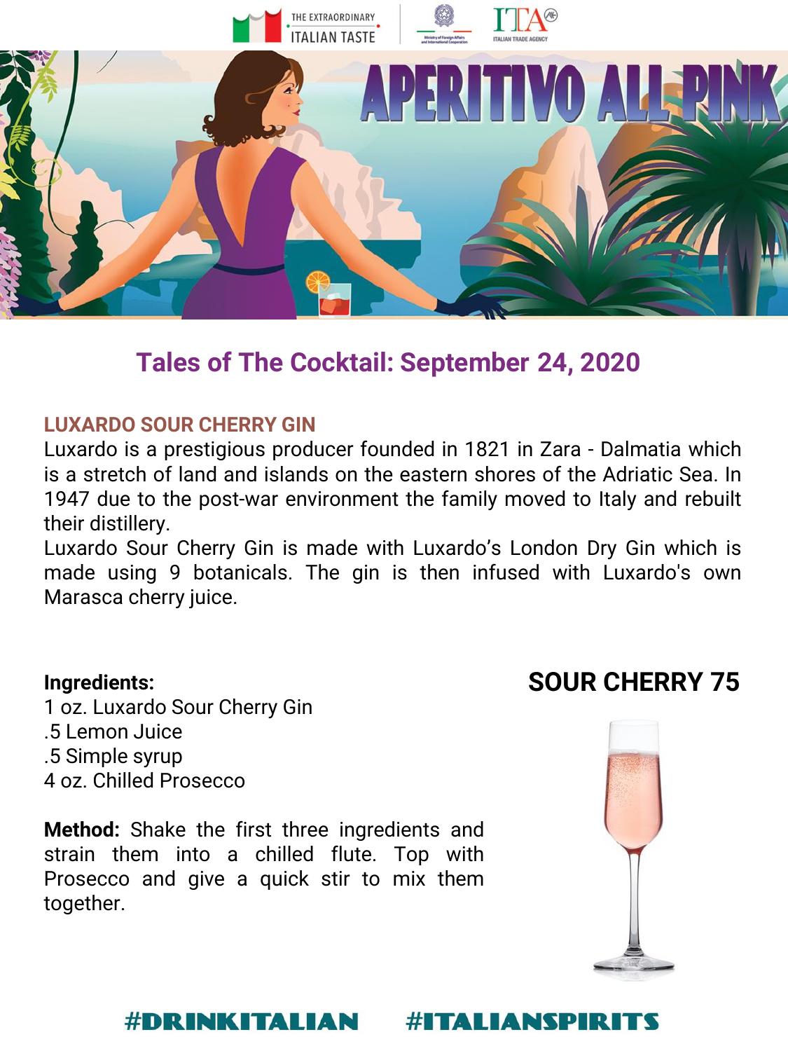THE EXTRAORDINARY ITALIAN TASTE

ITA ITALIAN TRADE AGENCY

# APERITIVO ALL PINK

## Tales of The Cocktail: September 24, 2020

### LUXARDO SOUR CHERRY GIN

Luxardo is a prestigious producer founded in 1821 in Zara - Dalmatia which is a stretch of land and islands on the eastern shores of the Adriatic Sea. In 1947 due to the post-war environment the family moved to Italy and rebuilt their distillery.

Luxardo Sour Cherry Gin is made with Luxardo's London Dry Gin which is made using 9 botanicals. The gin is then infused with Luxardo's own Marasca cherry juice.

### SOUR CHERRY 75

**Ingredients:**

1 oz. Luxardo Sour Cherry Gin
.5 Lemon Juice
.5 Simple syrup
4 oz. Chilled Prosecco

**Method:** Shake the first three ingredients and strain them into a chilled flute. Top with Prosecco and give a quick stir to mix them together.

#DRINKITALIAN #ITALIANSPIRITS